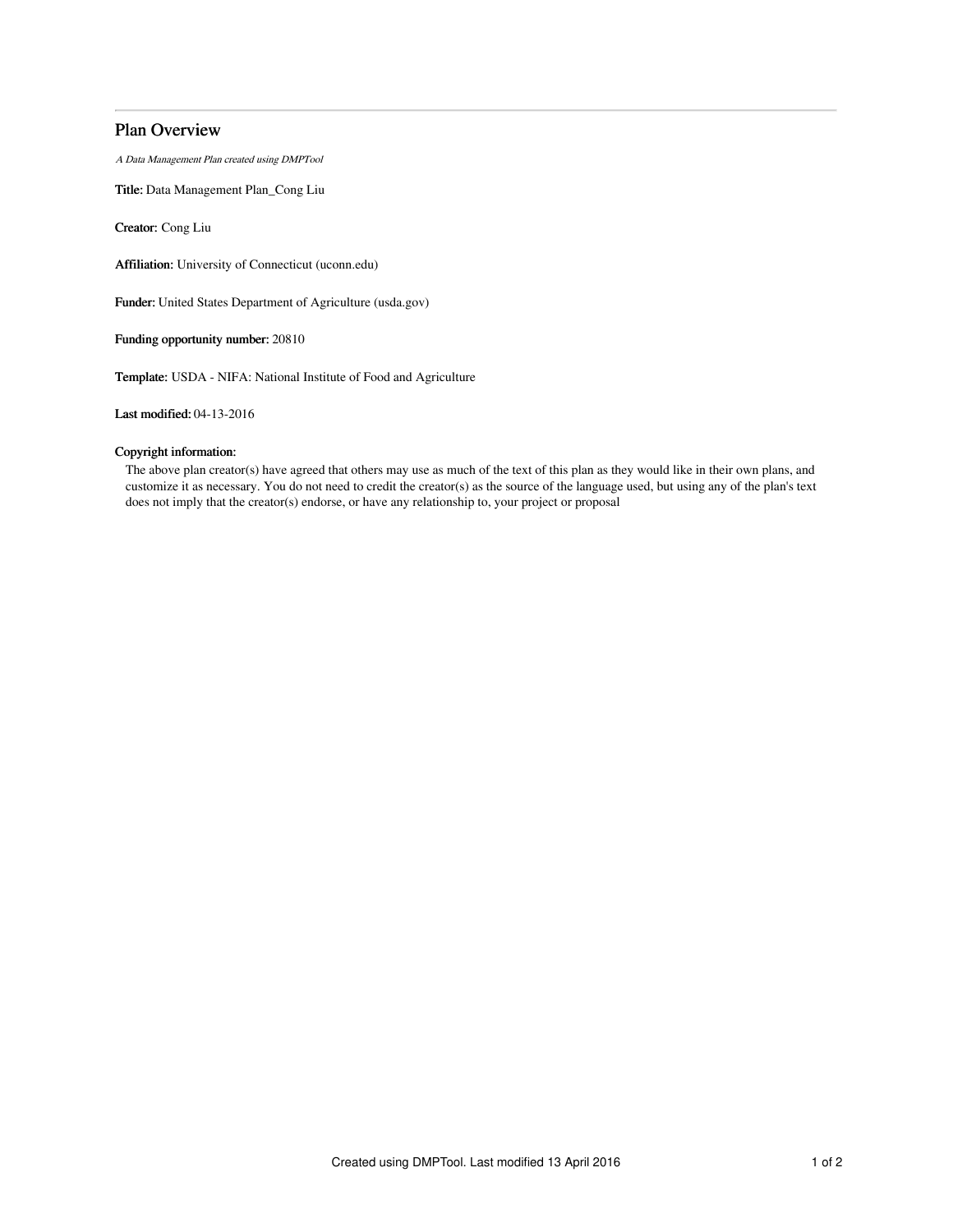# Plan Overview

*A Data Management Plan created using DMPTool*

**Title:** Data Management Plan_Cong Liu

**Creator:** Cong Liu

**Affiliation:** University of Connecticut (uconn.edu)

**Funder:** United States Department of Agriculture (usda.gov)

**Funding opportunity number:** 20810

**Template:** USDA - NIFA: National Institute of Food and Agriculture

**Last modified:** 04-13-2016

**Copyright information:**

The above plan creator(s) have agreed that others may use as much of the text of this plan as they would like in their own plans, and customize it as necessary. You do not need to credit the creator(s) as the source of the language used, but using any of the plan's text does not imply that the creator(s) endorse, or have any relationship to, your project or proposal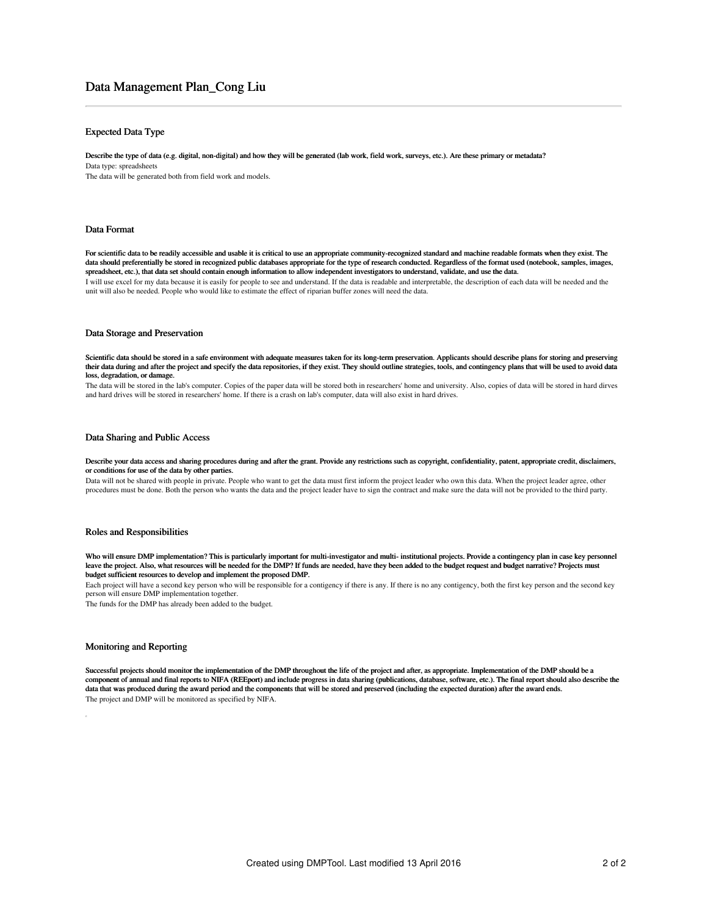# Data Management Plan_Cong Liu

## Expected Data Type

**Describe the type of data (e.g. digital, non-digital) and how they will be generated (lab work, field work, surveys, etc.). Are these primary or metadata?**

Data type: spreadsheets

The data will be generated both from field work and models.

## Data Format

**For scientific data to be readily accessible and usable it is critical to use an appropriate community-recognized standard and machine readable formats when they exist. The data should preferentially be stored in recognized public databases appropriate for the type of research conducted. Regardless of the format used (notebook, samples, images, spreadsheet, etc.), that data set should contain enough information to allow independent investigators to understand, validate, and use the data.**

I will use excel for my data because it is easily for people to see and understand. If the data is readable and interpretable, the description of each data will be needed and the unit will also be needed. People who would like to estimate the effect of riparian buffer zones will need the data.

## Data Storage and Preservation

**Scientific data should be stored in a safe environment with adequate measures taken for its long-term preservation. Applicants should describe plans for storing and preserving their data during and after the project and specify the data repositories, if they exist. They should outline strategies, tools, and contingency plans that will be used to avoid data loss, degradation, or damage.**

The data will be stored in the lab's computer. Copies of the paper data will be stored both in researchers' home and university. Also, copies of data will be stored in hard dirves and hard drives will be stored in researchers' home. If there is a crash on lab's computer, data will also exist in hard drives.

## Data Sharing and Public Access

**Describe your data access and sharing procedures during and after the grant. Provide any restrictions such as copyright, confidentiality, patent, appropriate credit, disclaimers, or conditions for use of the data by other parties.**

Data will not be shared with people in private. People who want to get the data must first inform the project leader who own this data. When the project leader agree, other procedures must be done. Both the person who wants the data and the project leader have to sign the contract and make sure the data will not be provided to the third party.

## Roles and Responsibilities

**Who will ensure DMP implementation? This is particularly important for multi-investigator and multi- institutional projects. Provide a contingency plan in case key personnel leave the project. Also, what resources will be needed for the DMP? If funds are needed, have they been added to the budget request and budget narrative? Projects must budget sufficient resources to develop and implement the proposed DMP.**

Each project will have a second key person who will be responsible for a contigency if there is any. If there is no any contigency, both the first key person and the second key person will ensure DMP implementation together.

The funds for the DMP has already been added to the budget.

## Monitoring and Reporting

**Successful projects should monitor the implementation of the DMP throughout the life of the project and after, as appropriate. Implementation of the DMP should be a component of annual and final reports to NIFA (REEport) and include progress in data sharing (publications, database, software, etc.). The final report should also describe the data that was produced during the award period and the components that will be stored and preserved (including the expected duration) after the award ends.**

The project and DMP will be monitored as specified by NIFA.

Created using DMPTool. Last modified 13 April 2016